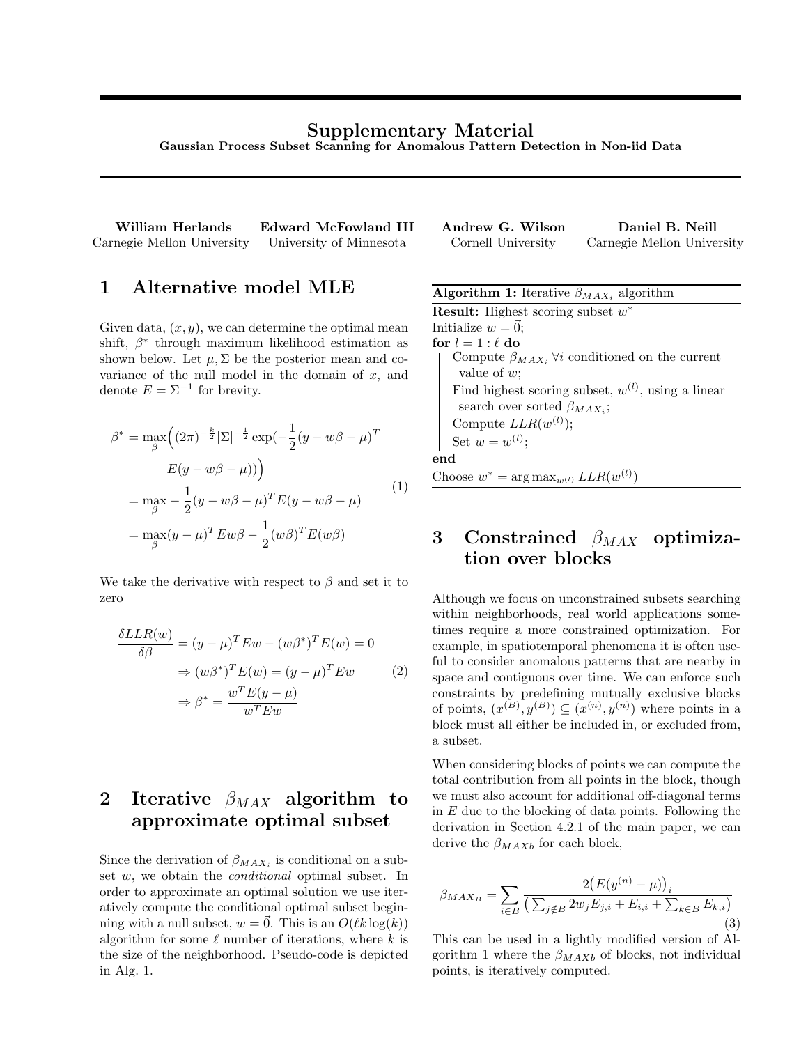# Supplementary Material

**Gaussian Process Subset Scanning for Anomalous Pattern Detection in Non-iid Data**

**William Herlands** Carnegie Mellon University  **Edward McFowland III** University of Minnesota  **Andrew G. Wilson** Cornell University  **Daniel B. Neill** Carnegie Mellon University

## 1 Alternative model MLE

Given data, $(x, y)$, we can determine the optimal mean shift, $\beta^*$ through maximum likelihood estimation as shown below. Let $\mu, \Sigma$ be the posterior mean and covariance of the null model in the domain of $x$, and denote $E = \Sigma^{-1}$ for brevity.

$$
\begin{aligned}
\beta^* &= \max_\beta \Big( (2\pi)^{-\frac{k}{2}} |\Sigma|^{-\frac{1}{2}} \exp(-\frac{1}{2}(y - w\beta - \mu)^T \\
&\qquad E(y - w\beta - \mu)) \Big) \\
&= \max_\beta -\frac{1}{2}(y - w\beta - \mu)^T E (y - w\beta - \mu) \\
&= \max_\beta (y - \mu)^T E w\beta - \frac{1}{2}(w\beta)^T E(w\beta)
\end{aligned}
\tag{1}
$$

We take the derivative with respect to $\beta$ and set it to zero

$$
\begin{aligned}
\frac{\delta LLR(w)}{\delta \beta} &= (y - \mu)^T E w - (w\beta^*)^T E(w) = 0 \\
&\Rightarrow (w\beta^*)^T E(w) = (y - \mu)^T E w \\
&\Rightarrow \beta^* = \frac{w^T E(y - \mu)}{w^T E w}
\end{aligned}
\tag{2}
$$

## 2 Iterative $\beta_{MAX}$ algorithm to approximate optimal subset

Since the derivation of $\beta_{MAX_i}$ is conditional on a subset $w$, we obtain the *conditional* optimal subset. In order to approximate an optimal solution we use iteratively compute the conditional optimal subset beginning with a null subset, $w = \vec{0}$. This is an $O(\ell k \log(k))$ algorithm for some $\ell$ number of iterations, where $k$ is the size of the neighborhood. Pseudo-code is depicted in Alg. 1.

**Algorithm 1:** Iterative $\beta_{MAX_i}$ algorithm

```
Result: Highest scoring subset w*
Initialize w = 0⃗;
for l = 1 : ℓ do
    Compute β_{MAX_i} ∀i conditioned on the current value of w;
    Find highest scoring subset, w^(l), using a linear search over sorted β_{MAX_i};
    Compute LLR(w^(l));
    Set w = w^(l);
end
Choose w* = argmax_{w^(l)} LLR(w^(l))
```

## 3 Constrained $\beta_{MAX}$ optimization over blocks

Although we focus on unconstrained subsets searching within neighborhoods, real world applications sometimes require a more constrained optimization. For example, in spatiotemporal phenomena it is often useful to consider anomalous patterns that are nearby in space and contiguous over time. We can enforce such constraints by predefining mutually exclusive blocks of points, $(x^{(B)}, y^{(B)}) \subseteq (x^{(n)}, y^{(n)})$ where points in a block must all either be included in, or excluded from, a subset.

When considering blocks of points we can compute the total contribution from all points in the block, though we must also account for additional off-diagonal terms in $E$ due to the blocking of data points. Following the derivation in Section 4.2.1 of the main paper, we can derive the $\beta_{MAXb}$ for each block,

$$
\beta_{MAX_B} = \sum_{i \in B} \frac{2\big(E(y^{(n)} - \mu)\big)_i}{\big(\sum_{j \notin B} 2 w_j E_{j,i} + E_{i,i} + \sum_{k \in B} E_{k,i}\big)}
\tag{3}
$$

This can be used in a lightly modified version of Algorithm 1 where the $\beta_{MAXb}$ of blocks, not individual points, is iteratively computed.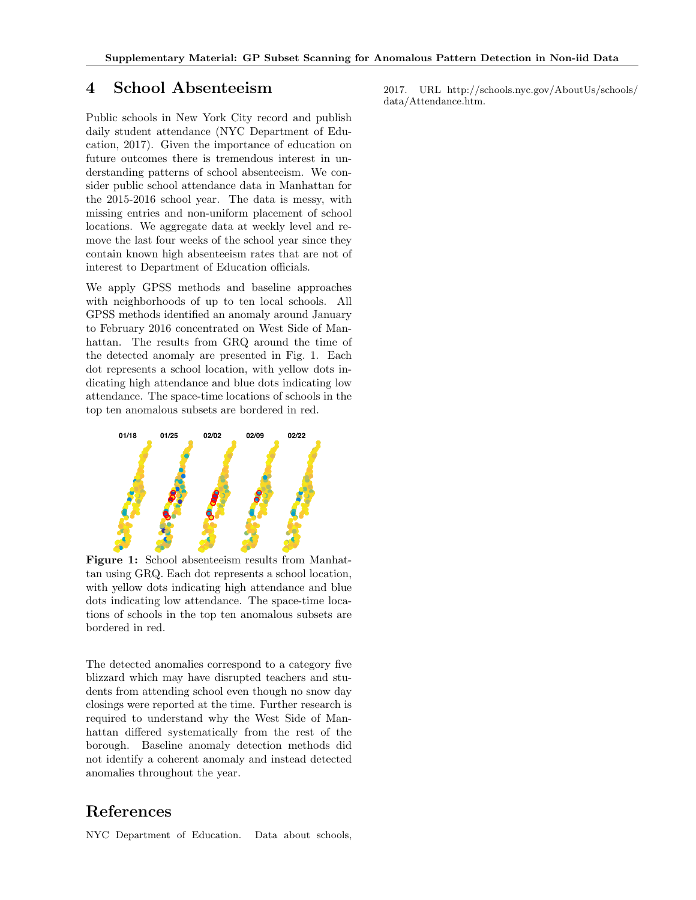# 4 School Absenteeism

Public schools in New York City record and publish daily student attendance (NYC Department of Education, 2017). Given the importance of education on future outcomes there is tremendous interest in understanding patterns of school absenteeism. We consider public school attendance data in Manhattan for the 2015-2016 school year. The data is messy, with missing entries and non-uniform placement of school locations. We aggregate data at weekly level and remove the last four weeks of the school year since they contain known high absenteeism rates that are not of interest to Department of Education officials.

We apply GPSS methods and baseline approaches with neighborhoods of up to ten local schools. All GPSS methods identified an anomaly around January to February 2016 concentrated on West Side of Manhattan. The results from GRQ around the time of the detected anomaly are presented in Fig. 1. Each dot represents a school location, with yellow dots indicating high attendance and blue dots indicating low attendance. The space-time locations of schools in the top ten anomalous subsets are bordered in red.

01/18 01/25 02/02 02/09 02/22

**Figure 1:** School absenteeism results from Manhattan using GRQ. Each dot represents a school location, with yellow dots indicating high attendance and blue dots indicating low attendance. The space-time locations of schools in the top ten anomalous subsets are bordered in red.

The detected anomalies correspond to a category five blizzard which may have disrupted teachers and students from attending school even though no snow day closings were reported at the time. Further research is required to understand why the West Side of Manhattan differed systematically from the rest of the borough. Baseline anomaly detection methods did not identify a coherent anomaly and instead detected anomalies throughout the year.

# References

NYC Department of Education. Data about schools, 2017. URL http://schools.nyc.gov/AboutUs/schools/data/Attendance.htm.